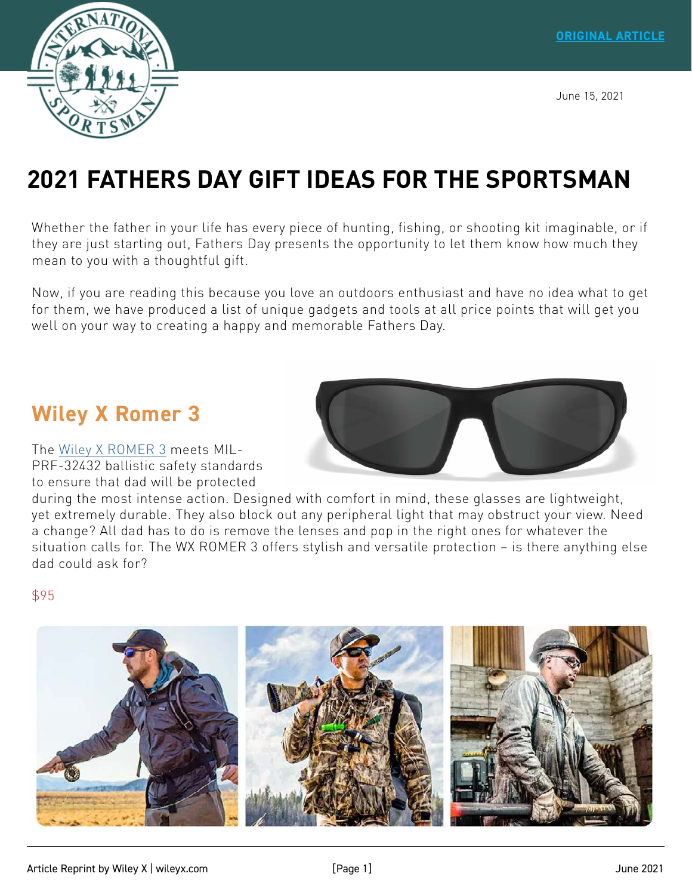ORIGINAL ARTICLE

June 15, 2021

# 2021 FATHERS DAY GIFT IDEAS FOR THE SPORTSMAN

Whether the father in your life has every piece of hunting, fishing, or shooting kit imaginable, or if they are just starting out, Fathers Day presents the opportunity to let them know how much they mean to you with a thoughtful gift.

Now, if you are reading this because you love an outdoors enthusiast and have no idea what to get for them, we have produced a list of unique gadgets and tools at all price points that will get you well on your way to creating a happy and memorable Fathers Day.

## Wiley X Romer 3

The Wiley X ROMER 3 meets MIL-PRF-32432 ballistic safety standards to ensure that dad will be protected during the most intense action. Designed with comfort in mind, these glasses are lightweight, yet extremely durable. They also block out any peripheral light that may obstruct your view. Need a change? All dad has to do is remove the lenses and pop in the right ones for whatever the situation calls for. The WX ROMER 3 offers stylish and versatile protection – is there anything else dad could ask for?

$95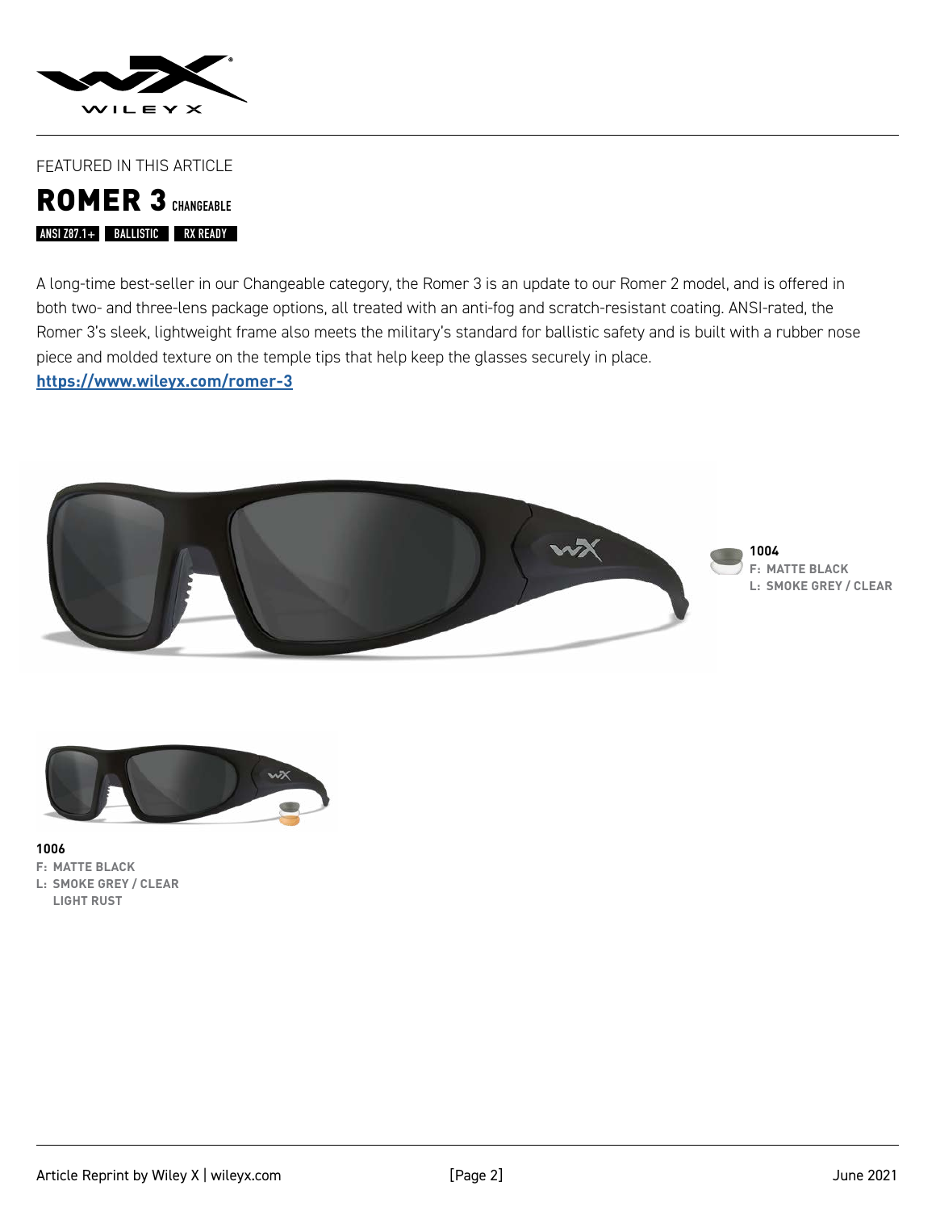FEATURED IN THIS ARTICLE

# ROMER 3 CHANGEABLE

ANSI Z87.1+ | BALLISTIC | RX READY

A long-time best-seller in our Changeable category, the Romer 3 is an update to our Romer 2 model, and is offered in both two- and three-lens package options, all treated with an anti-fog and scratch-resistant coating. ANSI-rated, the Romer 3's sleek, lightweight frame also meets the military's standard for ballistic safety and is built with a rubber nose piece and molded texture on the temple tips that help keep the glasses securely in place.
https://www.wileyx.com/romer-3

**1004**
**F: MATTE BLACK**
**L: SMOKE GREY / CLEAR**

**1006**
**F: MATTE BLACK**
**L: SMOKE GREY / CLEAR**
**LIGHT RUST**